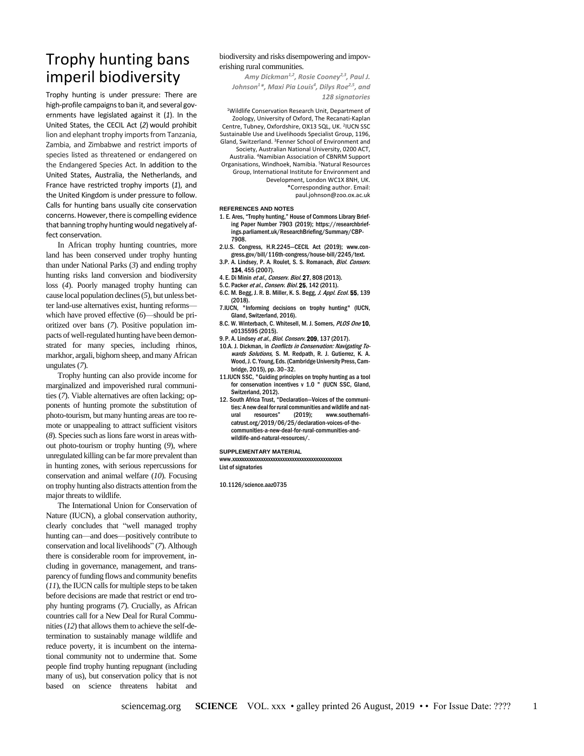# Trophy hunting bans imperil biodiversity

Trophy hunting is under pressure: There are high-profile campaigns to ban it, and several governments have legislated against it (*1*). In the United States, the CECIL Act (*2*) would prohibit lion and elephant trophy imports from Tanzania, Zambia, and Zimbabwe and restrict imports of species listed as threatened or endangered on the Endangered Species Act. In addition to the United States, Australia, the Netherlands, and France have restricted trophy imports (*1*), and the United Kingdom is under pressure to follow. Calls for hunting bans usually cite conservation concerns. However, there is compelling evidence that banning trophy hunting would negatively affect conservation.

In African trophy hunting countries, more land has been conserved under trophy hunting than under National Parks (*3*) and ending trophy hunting risks land conversion and biodiversity loss (*4*). Poorly managed trophy hunting can cause local population declines (*5*), but unless better land-use alternatives exist, hunting reforms—which have proved effective (*6*)—should be prioritized over bans (*7*). Positive population impacts of well-regulated hunting have been demonstrated for many species, including rhinos, markhor, argali, bighorn sheep, and many African ungulates (*7*).

Trophy hunting can also provide income for marginalized and impoverished rural communities (*7*). Viable alternatives are often lacking; opponents of hunting promote the substitution of photo-tourism, but many hunting areas are too remote or unappealing to attract sufficient visitors (*8*). Species such as lions fare worst in areas without photo-tourism or trophy hunting (*9*), where unregulated killing can be far more prevalent than in hunting zones, with serious repercussions for conservation and animal welfare (*10*). Focusing on trophy hunting also distracts attention from the major threats to wildlife.

The International Union for Conservation of Nature (IUCN), a global conservation authority, clearly concludes that "well managed trophy hunting can—and does—positively contribute to conservation and local livelihoods" (*7*). Although there is considerable room for improvement, including in governance, management, and transparency of funding flows and community benefits (*11*), the IUCN calls for multiple steps to be taken before decisions are made that restrict or end trophy hunting programs (*7*). Crucially, as African countries call for a New Deal for Rural Communities (*12*) that allows them to achieve the self-determination to sustainably manage wildlife and reduce poverty, it is incumbent on the international community not to undermine that. Some people find trophy hunting repugnant (including many of us), but conservation policy that is not based on science threatens habitat and biodiversity and risks disempowering and impoverishing rural communities.

*Amy Dickman[1,2], Rosie Cooney[2,3], Paul J. Johnson[1]\*, Maxi Pia Louis[4], Dilys Roe[2,5], and 128 signatories*

[1]Wildlife Conservation Research Unit, Department of Zoology, University of Oxford, The Recanati-Kaplan Centre, Tubney, Oxfordshire, OX13 5QL, UK. [2]IUCN SSC Sustainable Use and Livelihoods Specialist Group, 1196, Gland, Switzerland. [3]Fenner School of Environment and Society, Australian National University, 0200 ACT, Australia. [4]Namibian Association of CBNRM Support Organisations, Windhoek, Namibia. [5]Natural Resources Group, International Institute for Environment and Development, London WC1X 8NH, UK.
\*Corresponding author. Email: paul.johnson@zoo.ox.ac.uk

## REFERENCES AND NOTES

1. E. Ares, "Trophy hunting," House of Commons Library Briefing Paper Number 7903 (2019); https://researchbriefings.parliament.uk/ResearchBriefing/Summary/CBP-7908.
2. U.S. Congress, H.R.2245—CECIL Act (2019); www.congress.gov/bill/116th-congress/house-bill/2245/text.
3. P. A. Lindsey, P. A. Roulet, S. S. Romanach, *Biol. Conserv.* **134**, 455 (2007).
4. E. Di Minin *et al.*, *Conserv. Biol.* **27**, 808 (2013).
5. C. Packer *et al.*, *Conserv. Biol.* **25**, 142 (2011).
6. C. M. Begg, J. R. B. Miller, K. S. Begg, *J. Appl. Ecol.* **55**, 139 (2018).
7. IUCN, "Informing decisions on trophy hunting" (IUCN, Gland, Switzerland, 2016).
8. C. W. Winterbach, C. Whitesell, M. J. Somers, *PLOS One* **10**, e0135595 (2015).
9. P. A. Lindsey *et al.*, *Biol. Conserv.* **209**, 137 (2017).
10. A. J. Dickman, in *Conflicts in Conservation: Navigating Towards Solutions,* S. M. Redpath, R. J. Gutierrez, K. A. Wood, J. C. Young, Eds. (Cambridge University Press, Cambridge, 2015), pp. 30–32.
11. IUCN SSC, "Guiding principles on trophy hunting as a tool for conservation incentives v 1.0 " (IUCN SSC, Gland, Switzerland, 2012).
12. South Africa Trust, "Declaration—Voices of the communities: A new deal for rural communities and wildlife and natural resources" (2019); www.southernafricatrust.org/2019/06/25/declaration-voices-of-the-communities-a-new-deal-for-rural-communities-and-wildlife-and-natural-resources/.

## SUPPLEMENTARY MATERIAL

www.xxxxxxxxxxxxxxxxxxxxxxxxxxxxxxxxxxxxxxxxxxxxxx
List of signatories

10.1126/science.aaz0735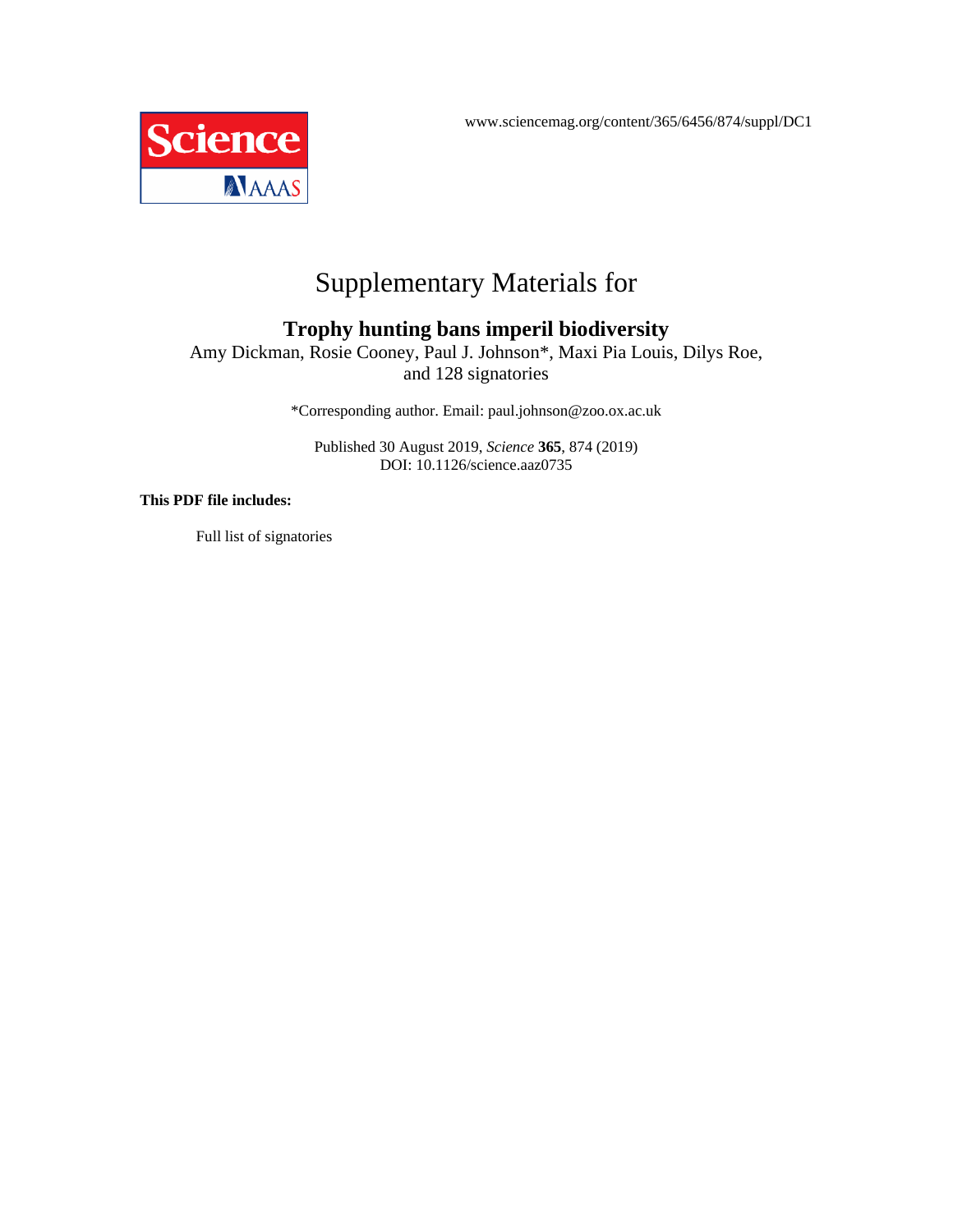www.sciencemag.org/content/365/6456/874/suppl/DC1

# Supplementary Materials for

## Trophy hunting bans imperil biodiversity

Amy Dickman, Rosie Cooney, Paul J. Johnson*, Maxi Pia Louis, Dilys Roe, and 128 signatories

*Corresponding author. Email: paul.johnson@zoo.ox.ac.uk

Published 30 August 2019, *Science* **365**, 874 (2019)
DOI: 10.1126/science.aaz0735

**This PDF file includes:**

Full list of signatories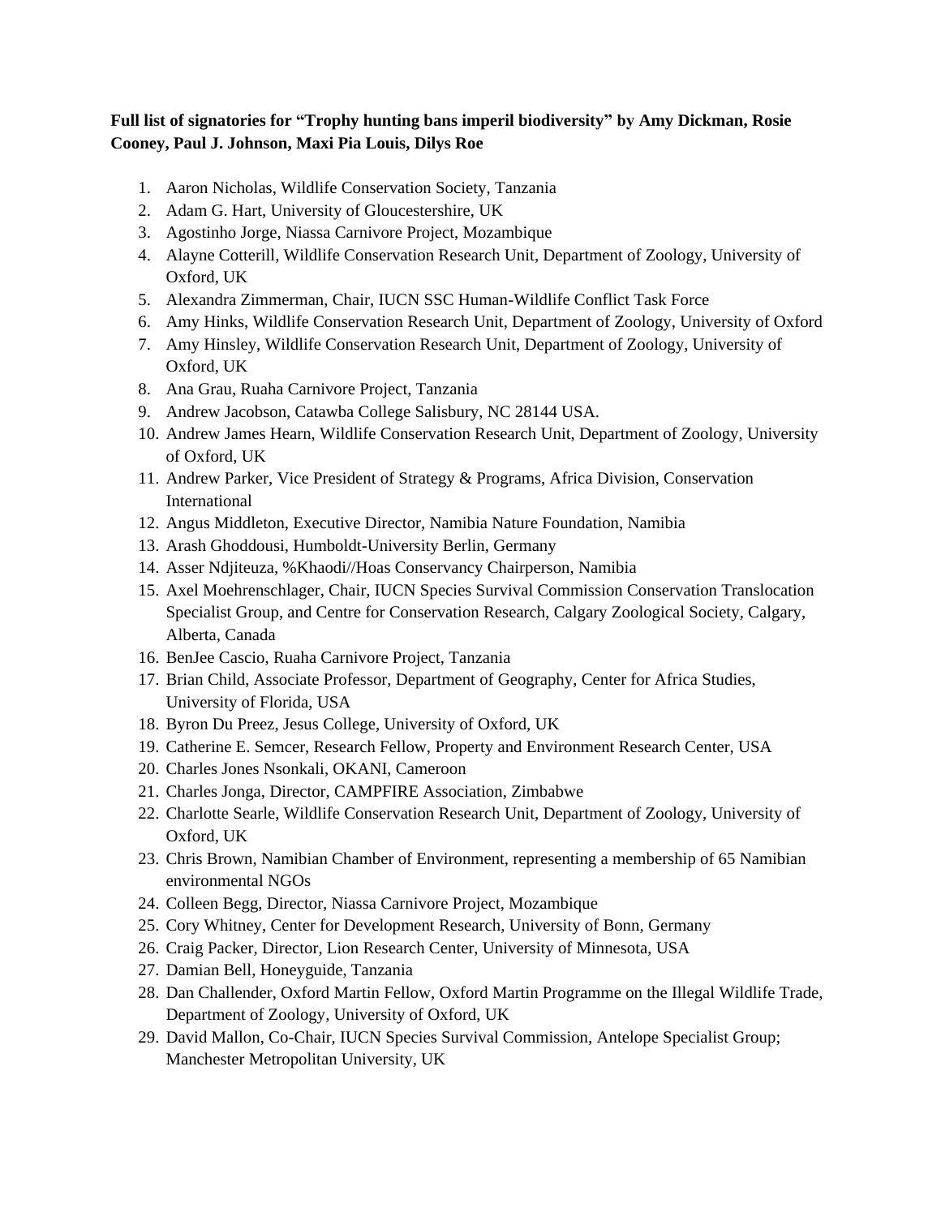**Full list of signatories for "Trophy hunting bans imperil biodiversity" by Amy Dickman, Rosie Cooney, Paul J. Johnson, Maxi Pia Louis, Dilys Roe**

1. Aaron Nicholas, Wildlife Conservation Society, Tanzania
2. Adam G. Hart, University of Gloucestershire, UK
3. Agostinho Jorge, Niassa Carnivore Project, Mozambique
4. Alayne Cotterill, Wildlife Conservation Research Unit, Department of Zoology, University of Oxford, UK
5. Alexandra Zimmerman, Chair, IUCN SSC Human-Wildlife Conflict Task Force
6. Amy Hinks, Wildlife Conservation Research Unit, Department of Zoology, University of Oxford
7. Amy Hinsley, Wildlife Conservation Research Unit, Department of Zoology, University of Oxford, UK
8. Ana Grau, Ruaha Carnivore Project, Tanzania
9. Andrew Jacobson, Catawba College Salisbury, NC 28144 USA.
10. Andrew James Hearn, Wildlife Conservation Research Unit, Department of Zoology, University of Oxford, UK
11. Andrew Parker, Vice President of Strategy & Programs, Africa Division, Conservation International
12. Angus Middleton, Executive Director, Namibia Nature Foundation, Namibia
13. Arash Ghoddousi, Humboldt-University Berlin, Germany
14. Asser Ndjiteuza, %Khaodi//Hoas Conservancy Chairperson, Namibia
15. Axel Moehrenschlager, Chair, IUCN Species Survival Commission Conservation Translocation Specialist Group, and Centre for Conservation Research, Calgary Zoological Society, Calgary, Alberta, Canada
16. BenJee Cascio, Ruaha Carnivore Project, Tanzania
17. Brian Child, Associate Professor, Department of Geography, Center for Africa Studies, University of Florida, USA
18. Byron Du Preez, Jesus College, University of Oxford, UK
19. Catherine E. Semcer, Research Fellow, Property and Environment Research Center, USA
20. Charles Jones Nsonkali, OKANI, Cameroon
21. Charles Jonga, Director, CAMPFIRE Association, Zimbabwe
22. Charlotte Searle, Wildlife Conservation Research Unit, Department of Zoology, University of Oxford, UK
23. Chris Brown, Namibian Chamber of Environment, representing a membership of 65 Namibian environmental NGOs
24. Colleen Begg, Director, Niassa Carnivore Project, Mozambique
25. Cory Whitney, Center for Development Research, University of Bonn, Germany
26. Craig Packer, Director, Lion Research Center, University of Minnesota, USA
27. Damian Bell, Honeyguide, Tanzania
28. Dan Challender, Oxford Martin Fellow, Oxford Martin Programme on the Illegal Wildlife Trade, Department of Zoology, University of Oxford, UK
29. David Mallon, Co-Chair, IUCN Species Survival Commission, Antelope Specialist Group; Manchester Metropolitan University, UK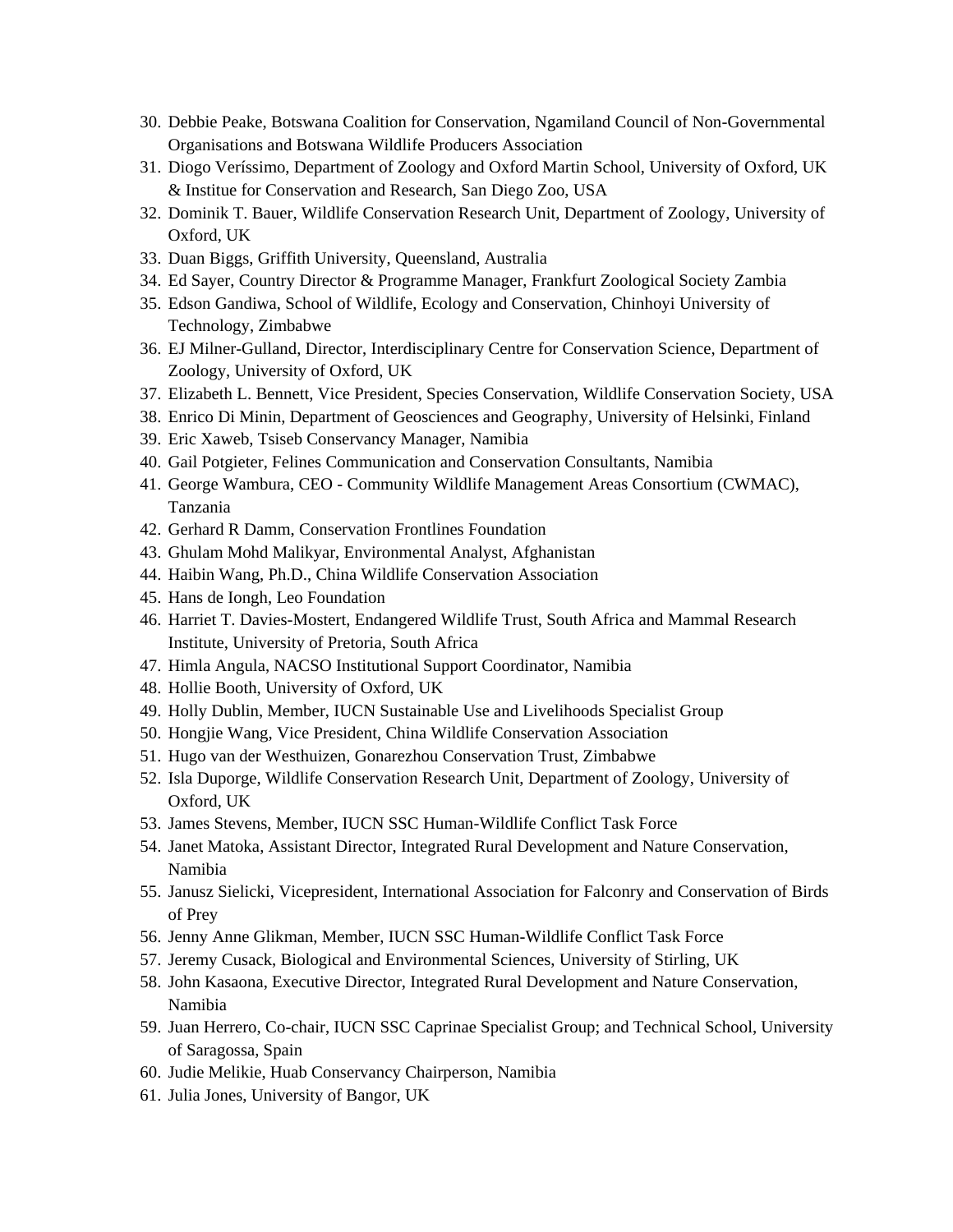30. Debbie Peake, Botswana Coalition for Conservation, Ngamiland Council of Non-Governmental Organisations and Botswana Wildlife Producers Association
31. Diogo Veríssimo, Department of Zoology and Oxford Martin School, University of Oxford, UK & Institue for Conservation and Research, San Diego Zoo, USA
32. Dominik T. Bauer, Wildlife Conservation Research Unit, Department of Zoology, University of Oxford, UK
33. Duan Biggs, Griffith University, Queensland, Australia
34. Ed Sayer, Country Director & Programme Manager, Frankfurt Zoological Society Zambia
35. Edson Gandiwa, School of Wildlife, Ecology and Conservation, Chinhoyi University of Technology, Zimbabwe
36. EJ Milner-Gulland, Director, Interdisciplinary Centre for Conservation Science, Department of Zoology, University of Oxford, UK
37. Elizabeth L. Bennett, Vice President, Species Conservation, Wildlife Conservation Society, USA
38. Enrico Di Minin, Department of Geosciences and Geography, University of Helsinki, Finland
39. Eric Xaweb, Tsiseb Conservancy Manager, Namibia
40. Gail Potgieter, Felines Communication and Conservation Consultants, Namibia
41. George Wambura, CEO - Community Wildlife Management Areas Consortium (CWMAC), Tanzania
42. Gerhard R Damm, Conservation Frontlines Foundation
43. Ghulam Mohd Malikyar, Environmental Analyst, Afghanistan
44. Haibin Wang, Ph.D., China Wildlife Conservation Association
45. Hans de Iongh, Leo Foundation
46. Harriet T. Davies-Mostert, Endangered Wildlife Trust, South Africa and Mammal Research Institute, University of Pretoria, South Africa
47. Himla Angula, NACSO Institutional Support Coordinator, Namibia
48. Hollie Booth, University of Oxford, UK
49. Holly Dublin, Member, IUCN Sustainable Use and Livelihoods Specialist Group
50. Hongjie Wang, Vice President, China Wildlife Conservation Association
51. Hugo van der Westhuizen, Gonarezhou Conservation Trust, Zimbabwe
52. Isla Duporge, Wildlife Conservation Research Unit, Department of Zoology, University of Oxford, UK
53. James Stevens, Member, IUCN SSC Human-Wildlife Conflict Task Force
54. Janet Matoka, Assistant Director, Integrated Rural Development and Nature Conservation, Namibia
55. Janusz Sielicki, Vicepresident, International Association for Falconry and Conservation of Birds of Prey
56. Jenny Anne Glikman, Member, IUCN SSC Human-Wildlife Conflict Task Force
57. Jeremy Cusack, Biological and Environmental Sciences, University of Stirling, UK
58. John Kasaona, Executive Director, Integrated Rural Development and Nature Conservation, Namibia
59. Juan Herrero, Co-chair, IUCN SSC Caprinae Specialist Group; and Technical School, University of Saragossa, Spain
60. Judie Melikie, Huab Conservancy Chairperson, Namibia
61. Julia Jones, University of Bangor, UK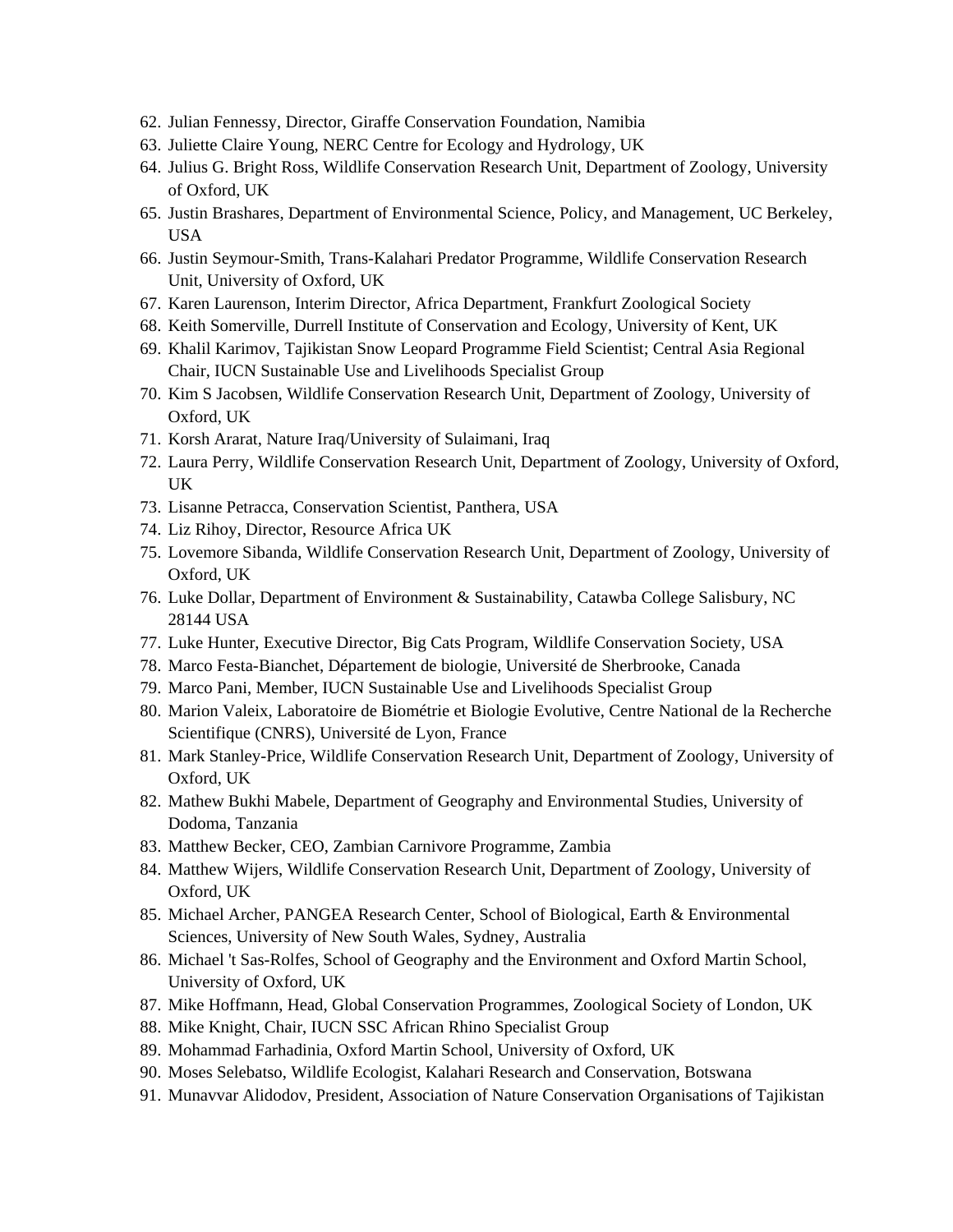62. Julian Fennessy, Director, Giraffe Conservation Foundation, Namibia
63. Juliette Claire Young, NERC Centre for Ecology and Hydrology, UK
64. Julius G. Bright Ross, Wildlife Conservation Research Unit, Department of Zoology, University of Oxford, UK
65. Justin Brashares, Department of Environmental Science, Policy, and Management, UC Berkeley, USA
66. Justin Seymour-Smith, Trans-Kalahari Predator Programme, Wildlife Conservation Research Unit, University of Oxford, UK
67. Karen Laurenson, Interim Director, Africa Department, Frankfurt Zoological Society
68. Keith Somerville, Durrell Institute of Conservation and Ecology, University of Kent, UK
69. Khalil Karimov, Tajikistan Snow Leopard Programme Field Scientist; Central Asia Regional Chair, IUCN Sustainable Use and Livelihoods Specialist Group
70. Kim S Jacobsen, Wildlife Conservation Research Unit, Department of Zoology, University of Oxford, UK
71. Korsh Ararat, Nature Iraq/University of Sulaimani, Iraq
72. Laura Perry, Wildlife Conservation Research Unit, Department of Zoology, University of Oxford, UK
73. Lisanne Petracca, Conservation Scientist, Panthera, USA
74. Liz Rihoy, Director, Resource Africa UK
75. Lovemore Sibanda, Wildlife Conservation Research Unit, Department of Zoology, University of Oxford, UK
76. Luke Dollar, Department of Environment & Sustainability, Catawba College Salisbury, NC 28144 USA
77. Luke Hunter, Executive Director, Big Cats Program, Wildlife Conservation Society, USA
78. Marco Festa-Bianchet, Département de biologie, Université de Sherbrooke, Canada
79. Marco Pani, Member, IUCN Sustainable Use and Livelihoods Specialist Group
80. Marion Valeix, Laboratoire de Biométrie et Biologie Evolutive, Centre National de la Recherche Scientifique (CNRS), Université de Lyon, France
81. Mark Stanley-Price, Wildlife Conservation Research Unit, Department of Zoology, University of Oxford, UK
82. Mathew Bukhi Mabele, Department of Geography and Environmental Studies, University of Dodoma, Tanzania
83. Matthew Becker, CEO, Zambian Carnivore Programme, Zambia
84. Matthew Wijers, Wildlife Conservation Research Unit, Department of Zoology, University of Oxford, UK
85. Michael Archer, PANGEA Research Center, School of Biological, Earth & Environmental Sciences, University of New South Wales, Sydney, Australia
86. Michael 't Sas-Rolfes, School of Geography and the Environment and Oxford Martin School, University of Oxford, UK
87. Mike Hoffmann, Head, Global Conservation Programmes, Zoological Society of London, UK
88. Mike Knight, Chair, IUCN SSC African Rhino Specialist Group
89. Mohammad Farhadinia, Oxford Martin School, University of Oxford, UK
90. Moses Selebatso, Wildlife Ecologist, Kalahari Research and Conservation, Botswana
91. Munavvar Alidodov, President, Association of Nature Conservation Organisations of Tajikistan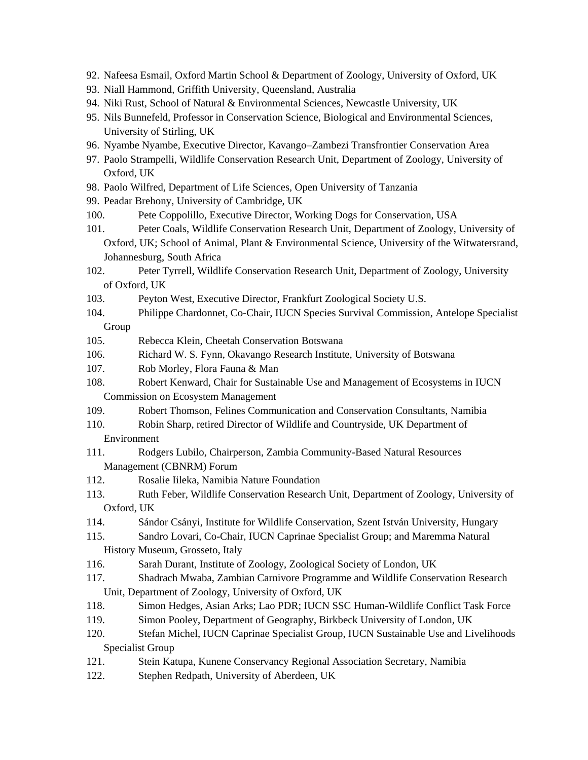92. Nafeesa Esmail, Oxford Martin School & Department of Zoology, University of Oxford, UK
93. Niall Hammond, Griffith University, Queensland, Australia
94. Niki Rust, School of Natural & Environmental Sciences, Newcastle University, UK
95. Nils Bunnefeld, Professor in Conservation Science, Biological and Environmental Sciences, University of Stirling, UK
96. Nyambe Nyambe, Executive Director, Kavango–Zambezi Transfrontier Conservation Area
97. Paolo Strampelli, Wildlife Conservation Research Unit, Department of Zoology, University of Oxford, UK
98. Paolo Wilfred, Department of Life Sciences, Open University of Tanzania
99. Peadar Brehony, University of Cambridge, UK
100. Pete Coppolillo, Executive Director, Working Dogs for Conservation, USA
101. Peter Coals, Wildlife Conservation Research Unit, Department of Zoology, University of Oxford, UK; School of Animal, Plant & Environmental Science, University of the Witwatersrand, Johannesburg, South Africa
102. Peter Tyrrell, Wildlife Conservation Research Unit, Department of Zoology, University of Oxford, UK
103. Peyton West, Executive Director, Frankfurt Zoological Society U.S.
104. Philippe Chardonnet, Co-Chair, IUCN Species Survival Commission, Antelope Specialist Group
105. Rebecca Klein, Cheetah Conservation Botswana
106. Richard W. S. Fynn, Okavango Research Institute, University of Botswana
107. Rob Morley, Flora Fauna & Man
108. Robert Kenward, Chair for Sustainable Use and Management of Ecosystems in IUCN Commission on Ecosystem Management
109. Robert Thomson, Felines Communication and Conservation Consultants, Namibia
110. Robin Sharp, retired Director of Wildlife and Countryside, UK Department of Environment
111. Rodgers Lubilo, Chairperson, Zambia Community-Based Natural Resources Management (CBNRM) Forum
112. Rosalie Iileka, Namibia Nature Foundation
113. Ruth Feber, Wildlife Conservation Research Unit, Department of Zoology, University of Oxford, UK
114. Sándor Csányi, Institute for Wildlife Conservation, Szent István University, Hungary
115. Sandro Lovari, Co-Chair, IUCN Caprinae Specialist Group; and Maremma Natural History Museum, Grosseto, Italy
116. Sarah Durant, Institute of Zoology, Zoological Society of London, UK
117. Shadrach Mwaba, Zambian Carnivore Programme and Wildlife Conservation Research Unit, Department of Zoology, University of Oxford, UK
118. Simon Hedges, Asian Arks; Lao PDR; IUCN SSC Human-Wildlife Conflict Task Force
119. Simon Pooley, Department of Geography, Birkbeck University of London, UK
120. Stefan Michel, IUCN Caprinae Specialist Group, IUCN Sustainable Use and Livelihoods Specialist Group
121. Stein Katupa, Kunene Conservancy Regional Association Secretary, Namibia
122. Stephen Redpath, University of Aberdeen, UK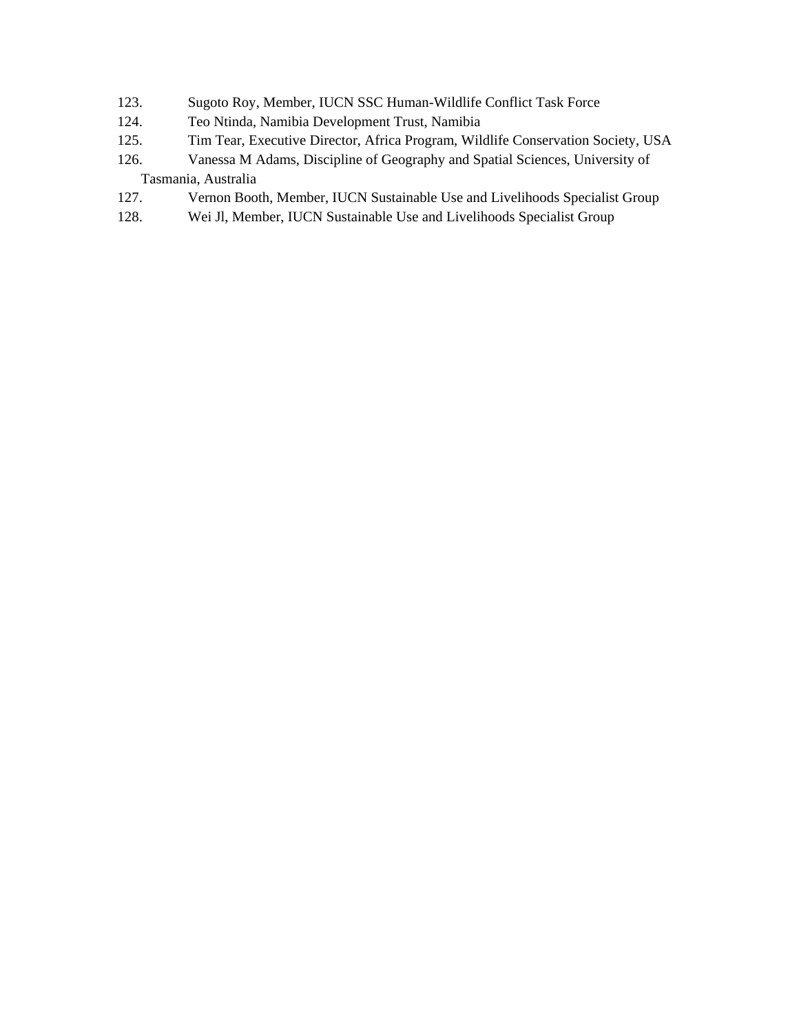123. Sugoto Roy, Member, IUCN SSC Human-Wildlife Conflict Task Force
124. Teo Ntinda, Namibia Development Trust, Namibia
125. Tim Tear, Executive Director, Africa Program, Wildlife Conservation Society, USA
126. Vanessa M Adams, Discipline of Geography and Spatial Sciences, University of Tasmania, Australia
127. Vernon Booth, Member, IUCN Sustainable Use and Livelihoods Specialist Group
128. Wei Jl, Member, IUCN Sustainable Use and Livelihoods Specialist Group